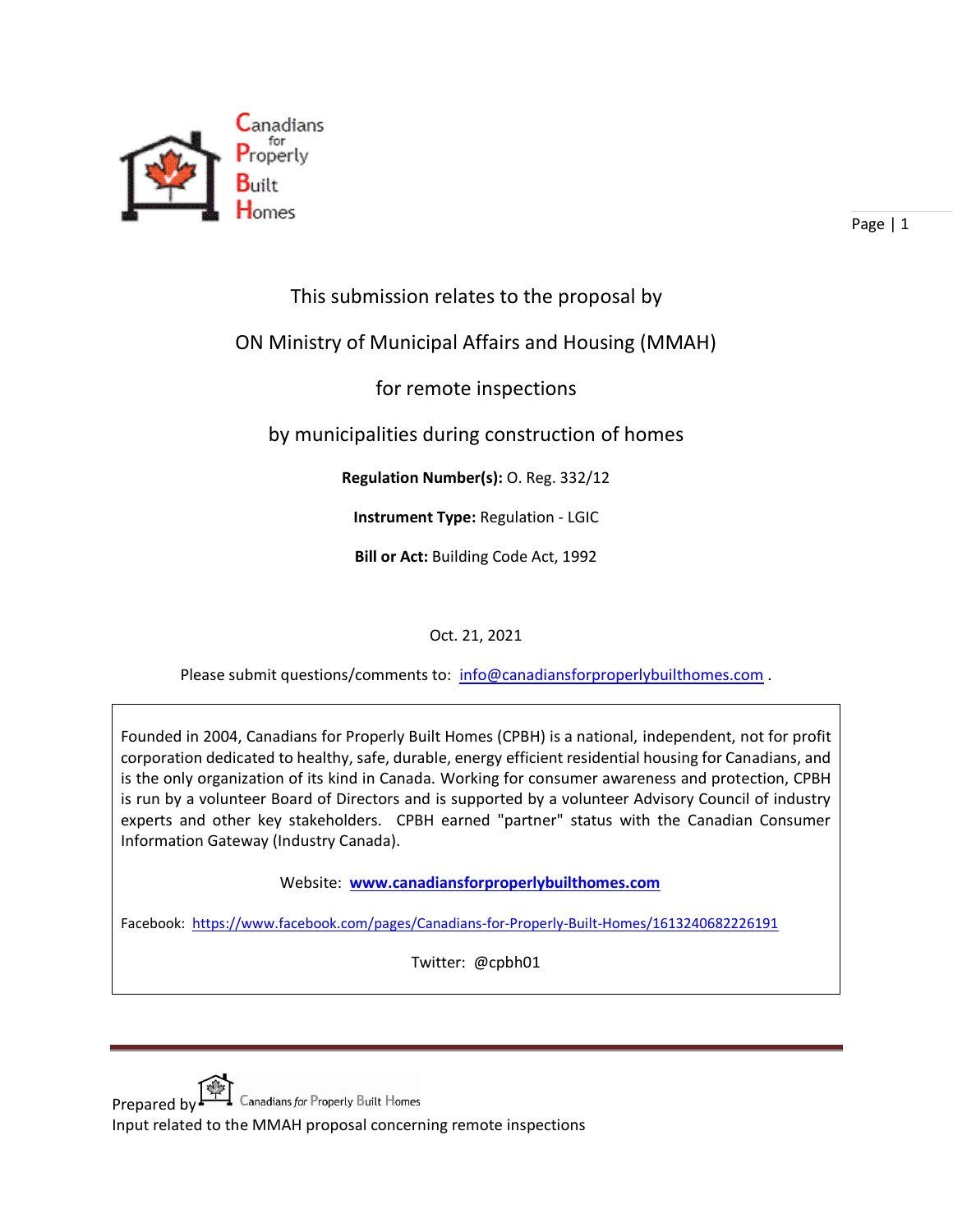Canadians for Properly Built Homes

This submission relates to the proposal by

ON Ministry of Municipal Affairs and Housing (MMAH)

for remote inspections

by municipalities during construction of homes

**Regulation Number(s):** O. Reg. 332/12

**Instrument Type:** Regulation - LGIC

**Bill or Act:** Building Code Act, 1992

Oct. 21, 2021

Please submit questions/comments to: info@canadiansforproperlybuilthomes.com .

Founded in 2004, Canadians for Properly Built Homes (CPBH) is a national, independent, not for profit corporation dedicated to healthy, safe, durable, energy efficient residential housing for Canadians, and is the only organization of its kind in Canada. Working for consumer awareness and protection, CPBH is run by a volunteer Board of Directors and is supported by a volunteer Advisory Council of industry experts and other key stakeholders. CPBH earned "partner" status with the Canadian Consumer Information Gateway (Industry Canada).

Website: **www.canadiansforproperlybuilthomes.com**

Facebook: https://www.facebook.com/pages/Canadians-for-Properly-Built-Homes/1613240682226191

Twitter: @cpbh01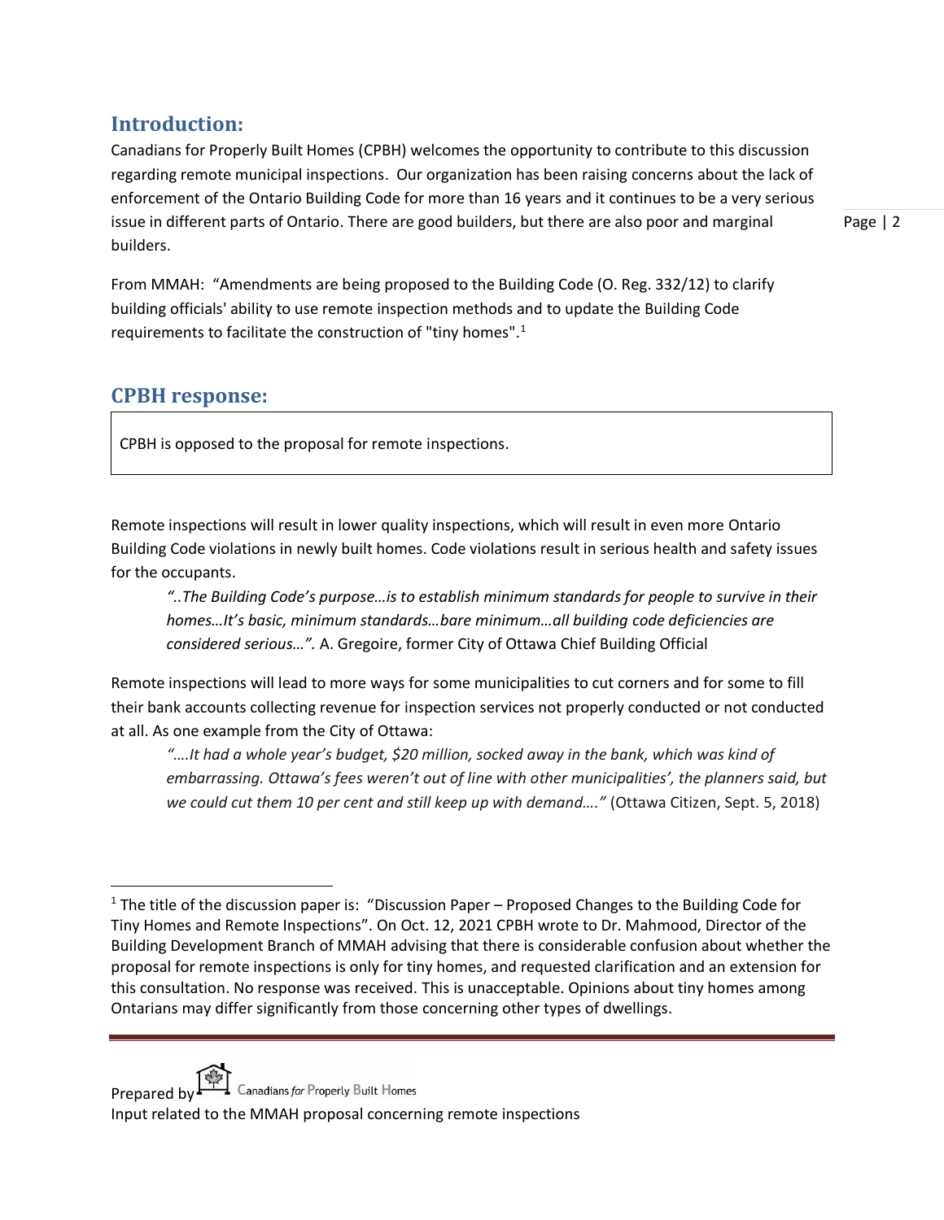## Introduction:

Canadians for Properly Built Homes (CPBH) welcomes the opportunity to contribute to this discussion regarding remote municipal inspections. Our organization has been raising concerns about the lack of enforcement of the Ontario Building Code for more than 16 years and it continues to be a very serious issue in different parts of Ontario. There are good builders, but there are also poor and marginal builders.

From MMAH: "Amendments are being proposed to the Building Code (O. Reg. 332/12) to clarify building officials' ability to use remote inspection methods and to update the Building Code requirements to facilitate the construction of "tiny homes".[1]

## CPBH response:

> CPBH is opposed to the proposal for remote inspections.

Remote inspections will result in lower quality inspections, which will result in even more Ontario Building Code violations in newly built homes. Code violations result in serious health and safety issues for the occupants.

> *"..The Building Code's purpose…is to establish minimum standards for people to survive in their homes…It's basic, minimum standards…bare minimum…all building code deficiencies are considered serious…".* A. Gregoire, former City of Ottawa Chief Building Official

Remote inspections will lead to more ways for some municipalities to cut corners and for some to fill their bank accounts collecting revenue for inspection services not properly conducted or not conducted at all. As one example from the City of Ottawa:

> *"….It had a whole year's budget, $20 million, socked away in the bank, which was kind of embarrassing. Ottawa's fees weren't out of line with other municipalities', the planners said, but we could cut them 10 per cent and still keep up with demand…."* (Ottawa Citizen, Sept. 5, 2018)

---

[1] The title of the discussion paper is: "Discussion Paper – Proposed Changes to the Building Code for Tiny Homes and Remote Inspections". On Oct. 12, 2021 CPBH wrote to Dr. Mahmood, Director of the Building Development Branch of MMAH advising that there is considerable confusion about whether the proposal for remote inspections is only for tiny homes, and requested clarification and an extension for this consultation. No response was received. This is unacceptable. Opinions about tiny homes among Ontarians may differ significantly from those concerning other types of dwellings.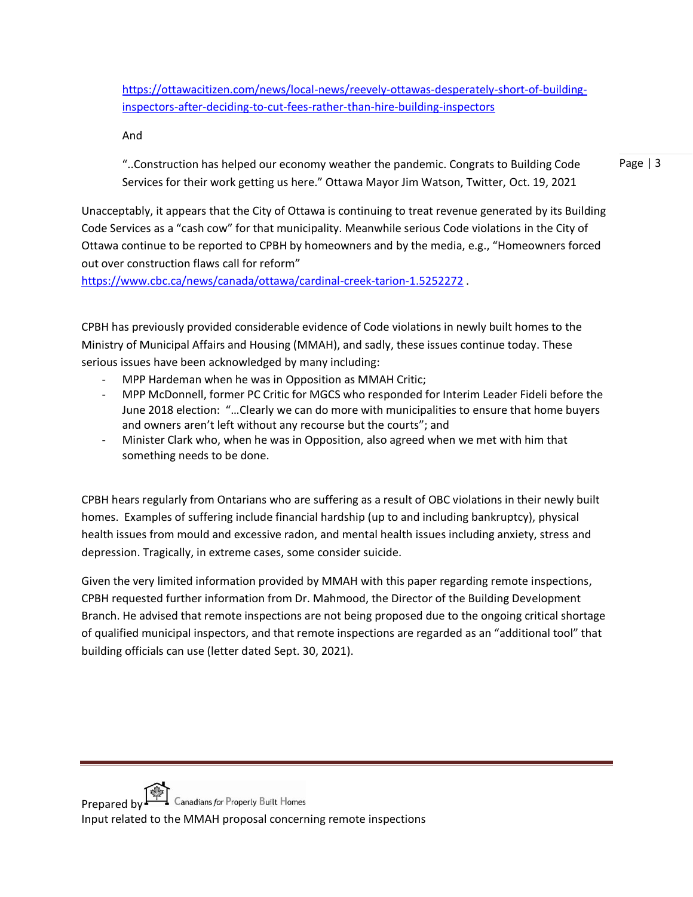https://ottawacitizen.com/news/local-news/reevely-ottawas-desperately-short-of-building-inspectors-after-deciding-to-cut-fees-rather-than-hire-building-inspectors

And

"..Construction has helped our economy weather the pandemic. Congrats to Building Code Services for their work getting us here." Ottawa Mayor Jim Watson, Twitter, Oct. 19, 2021

Unacceptably, it appears that the City of Ottawa is continuing to treat revenue generated by its Building Code Services as a "cash cow" for that municipality. Meanwhile serious Code violations in the City of Ottawa continue to be reported to CPBH by homeowners and by the media, e.g., "Homeowners forced out over construction flaws call for reform" https://www.cbc.ca/news/canada/ottawa/cardinal-creek-tarion-1.5252272 .

CPBH has previously provided considerable evidence of Code violations in newly built homes to the Ministry of Municipal Affairs and Housing (MMAH), and sadly, these issues continue today. These serious issues have been acknowledged by many including:

- MPP Hardeman when he was in Opposition as MMAH Critic;
- MPP McDonnell, former PC Critic for MGCS who responded for Interim Leader Fideli before the June 2018 election: "…Clearly we can do more with municipalities to ensure that home buyers and owners aren't left without any recourse but the courts"; and
- Minister Clark who, when he was in Opposition, also agreed when we met with him that something needs to be done.

CPBH hears regularly from Ontarians who are suffering as a result of OBC violations in their newly built homes. Examples of suffering include financial hardship (up to and including bankruptcy), physical health issues from mould and excessive radon, and mental health issues including anxiety, stress and depression. Tragically, in extreme cases, some consider suicide.

Given the very limited information provided by MMAH with this paper regarding remote inspections, CPBH requested further information from Dr. Mahmood, the Director of the Building Development Branch. He advised that remote inspections are not being proposed due to the ongoing critical shortage of qualified municipal inspectors, and that remote inspections are regarded as an "additional tool" that building officials can use (letter dated Sept. 30, 2021).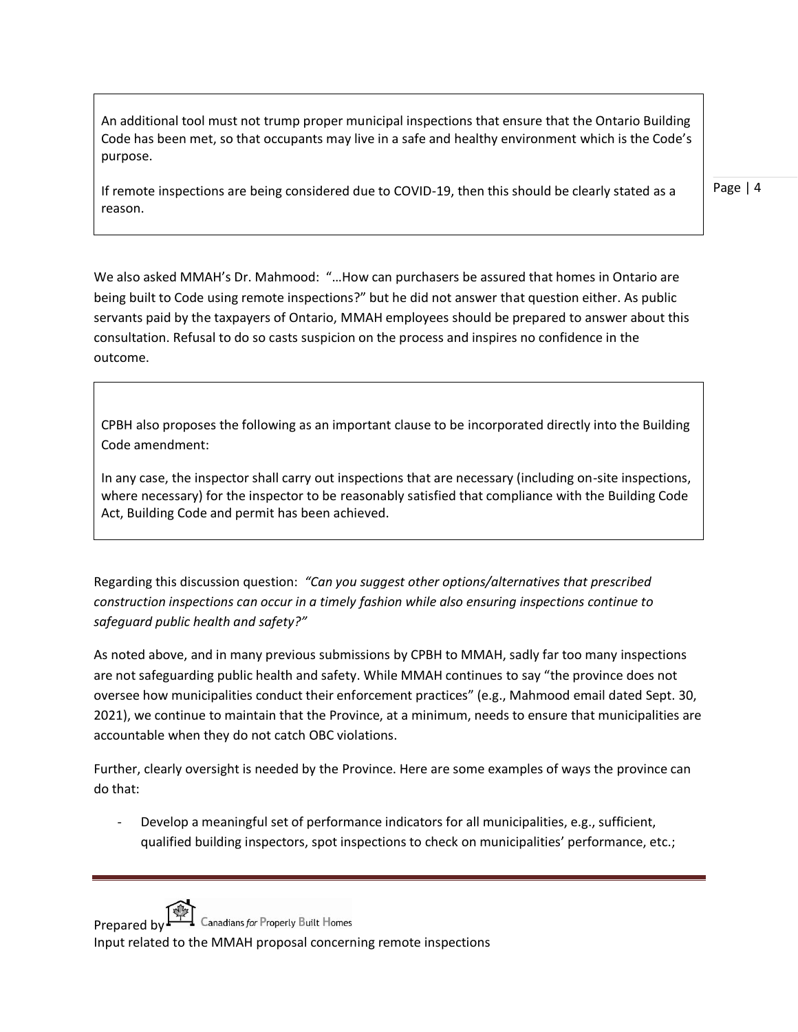An additional tool must not trump proper municipal inspections that ensure that the Ontario Building Code has been met, so that occupants may live in a safe and healthy environment which is the Code's purpose.

If remote inspections are being considered due to COVID-19, then this should be clearly stated as a reason.

We also asked MMAH's Dr. Mahmood: "…How can purchasers be assured that homes in Ontario are being built to Code using remote inspections?" but he did not answer that question either. As public servants paid by the taxpayers of Ontario, MMAH employees should be prepared to answer about this consultation. Refusal to do so casts suspicion on the process and inspires no confidence in the outcome.

CPBH also proposes the following as an important clause to be incorporated directly into the Building Code amendment:

In any case, the inspector shall carry out inspections that are necessary (including on-site inspections, where necessary) for the inspector to be reasonably satisfied that compliance with the Building Code Act, Building Code and permit has been achieved.

Regarding this discussion question: *"Can you suggest other options/alternatives that prescribed construction inspections can occur in a timely fashion while also ensuring inspections continue to safeguard public health and safety?"*

As noted above, and in many previous submissions by CPBH to MMAH, sadly far too many inspections are not safeguarding public health and safety. While MMAH continues to say "the province does not oversee how municipalities conduct their enforcement practices" (e.g., Mahmood email dated Sept. 30, 2021), we continue to maintain that the Province, at a minimum, needs to ensure that municipalities are accountable when they do not catch OBC violations.

Further, clearly oversight is needed by the Province. Here are some examples of ways the province can do that:

- Develop a meaningful set of performance indicators for all municipalities, e.g., sufficient, qualified building inspectors, spot inspections to check on municipalities' performance, etc.;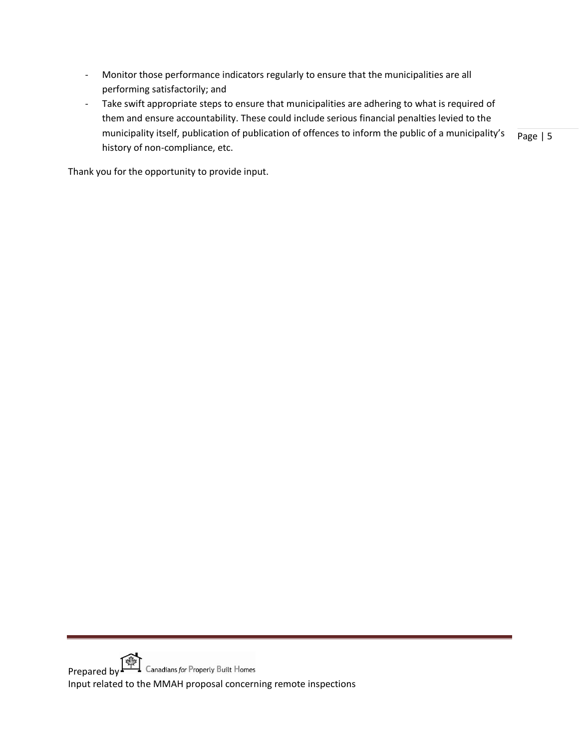- Monitor those performance indicators regularly to ensure that the municipalities are all performing satisfactorily; and
- Take swift appropriate steps to ensure that municipalities are adhering to what is required of them and ensure accountability. These could include serious financial penalties levied to the municipality itself, publication of publication of offences to inform the public of a municipality's history of non-compliance, etc.

Thank you for the opportunity to provide input.